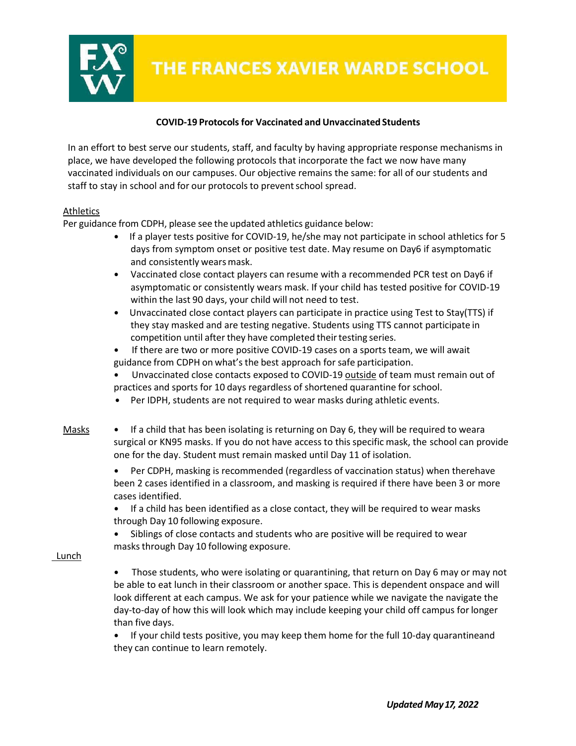# THE FRANCES XAVIER WARDE SCHOOL

**COVID-19 Protocols for Vaccinated and Unvaccinated Students**

In an effort to best serve our students, staff, and faculty by having appropriate response mechanisms in place, we have developed the following protocols that incorporate the fact we now have many vaccinated individuals on our campuses. Our objective remains the same: for all of our students and staff to stay in school and for our protocols to prevent school spread.

## Athletics

Per guidance from CDPH, please see the updated athletics guidance below:

- If a player tests positive for COVID-19, he/she may not participate in school athletics for 5 days from symptom onset or positive test date. May resume on Day6 if asymptomatic and consistently wears mask.
- Vaccinated close contact players can resume with a recommended PCR test on Day6 if asymptomatic or consistently wears mask. If your child has tested positive for COVID-19 within the last 90 days, your child will not need to test.
- Unvaccinated close contact players can participate in practice using Test to Stay(TTS) if they stay masked and are testing negative. Students using TTS cannot participate in competition until after they have completed their testing series.
- If there are two or more positive COVID-19 cases on a sports team, we will await guidance from CDPH on what's the best approach for safe participation.
- Unvaccinated close contacts exposed to COVID-19 outside of team must remain out of practices and sports for 10 days regardless of shortened quarantine for school.
- Per IDPH, students are not required to wear masks during athletic events.

## Masks

- If a child that has been isolating is returning on Day 6, they will be required to weara surgical or KN95 masks. If you do not have access to this specific mask, the school can provide one for the day. Student must remain masked until Day 11 of isolation.
- Per CDPH, masking is recommended (regardless of vaccination status) when therehave been 2 cases identified in a classroom, and masking is required if there have been 3 or more cases identified.
- If a child has been identified as a close contact, they will be required to wear masks through Day 10 following exposure.
- Siblings of close contacts and students who are positive will be required to wear masks through Day 10 following exposure.

## Lunch

- Those students, who were isolating or quarantining, that return on Day 6 may or may not be able to eat lunch in their classroom or another space. This is dependent onspace and will look different at each campus. We ask for your patience while we navigate the navigate the day-to-day of how this will look which may include keeping your child off campus for longer than five days.
- If your child tests positive, you may keep them home for the full 10-day quarantineand they can continue to learn remotely.

***Updated May 17, 2022***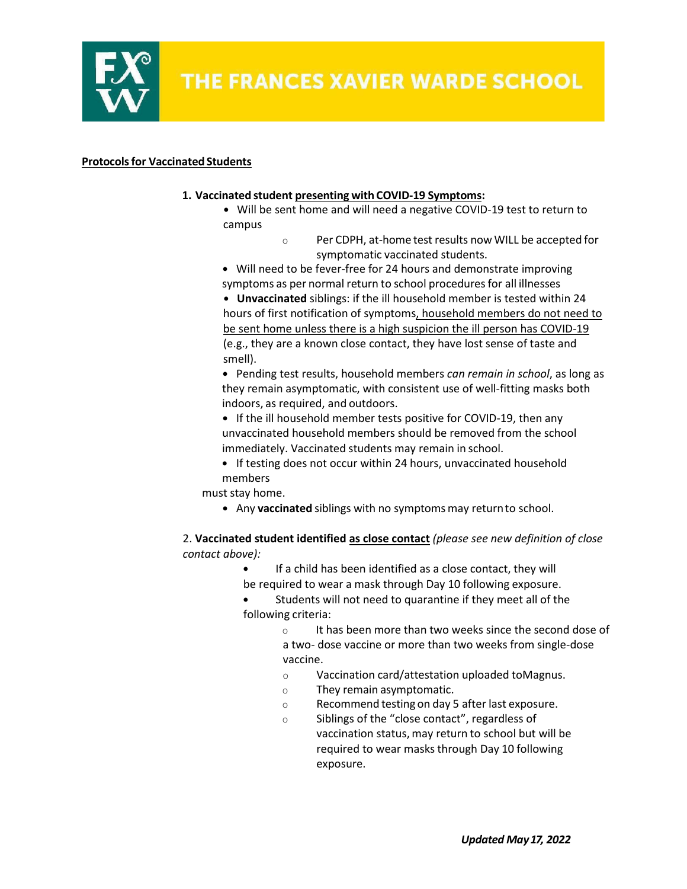**Protocols for Vaccinated Students**

1. **Vaccinated student presenting with COVID-19 Symptoms:**
   - Will be sent home and will need a negative COVID-19 test to return to campus
     - Per CDPH, at-home test results now WILL be accepted for symptomatic vaccinated students.
   - Will need to be fever-free for 24 hours and demonstrate improving symptoms as per normal return to school procedures for all illnesses
   - **Unvaccinated** siblings: if the ill household member is tested within 24 hours of first notification of symptoms, household members do not need to be sent home unless there is a high suspicion the ill person has COVID-19 (e.g., they are a known close contact, they have lost sense of taste and smell).
   - Pending test results, household members *can remain in school*, as long as they remain asymptomatic, with consistent use of well-fitting masks both indoors, as required, and outdoors.
   - If the ill household member tests positive for COVID-19, then any unvaccinated household members should be removed from the school immediately. Vaccinated students may remain in school.
   - If testing does not occur within 24 hours, unvaccinated household members must stay home.
   - Any **vaccinated** siblings with no symptoms may return to school.

2. **Vaccinated student identified as close contact** *(please see new definition of close contact above):*
   - If a child has been identified as a close contact, they will be required to wear a mask through Day 10 following exposure.
   - Students will not need to quarantine if they meet all of the following criteria:
     - It has been more than two weeks since the second dose of a two- dose vaccine or more than two weeks from single-dose vaccine.
     - Vaccination card/attestation uploaded toMagnus.
     - They remain asymptomatic.
     - Recommend testing on day 5 after last exposure.
     - Siblings of the "close contact", regardless of vaccination status, may return to school but will be required to wear masks through Day 10 following exposure.

***Updated May 17, 2022***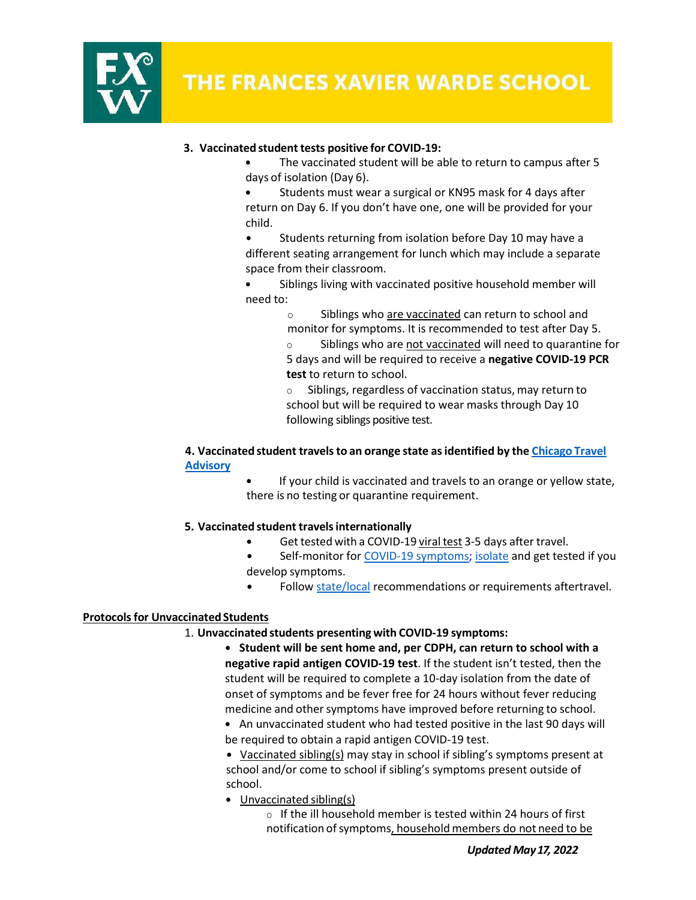3. **Vaccinated student tests positive for COVID-19:**
   - The vaccinated student will be able to return to campus after 5 days of isolation (Day 6).
   - Students must wear a surgical or KN95 mask for 4 days after return on Day 6. If you don't have one, one will be provided for your child.
   - Students returning from isolation before Day 10 may have a different seating arrangement for lunch which may include a separate space from their classroom.
   - Siblings living with vaccinated positive household member will need to:
     - Siblings who are vaccinated can return to school and monitor for symptoms. It is recommended to test after Day 5.
     - Siblings who are not vaccinated will need to quarantine for 5 days and will be required to receive a **negative COVID-19 PCR test** to return to school.
     - Siblings, regardless of vaccination status, may return to school but will be required to wear masks through Day 10 following siblings positive test.

4. **Vaccinated student travels to an orange state as identified by the Chicago Travel Advisory**
   - If your child is vaccinated and travels to an orange or yellow state, there is no testing or quarantine requirement.

5. **Vaccinated student travels internationally**
   - Get tested with a COVID-19 viral test 3-5 days after travel.
   - Self-monitor for COVID-19 symptoms; isolate and get tested if you develop symptoms.
   - Follow state/local recommendations or requirements aftertravel.

**Protocols for Unvaccinated Students**

1. **Unvaccinated students presenting with COVID-19 symptoms:**
   - **Student will be sent home and, per CDPH, can return to school with a negative rapid antigen COVID-19 test**. If the student isn't tested, then the student will be required to complete a 10-day isolation from the date of onset of symptoms and be fever free for 24 hours without fever reducing medicine and other symptoms have improved before returning to school.
   - An unvaccinated student who had tested positive in the last 90 days will be required to obtain a rapid antigen COVID-19 test.
   - Vaccinated sibling(s) may stay in school if sibling's symptoms present at school and/or come to school if sibling's symptoms present outside of school.
   - Unvaccinated sibling(s)
     - If the ill household member is tested within 24 hours of first notification of symptoms, household members do not need to be

*Updated May 17, 2022*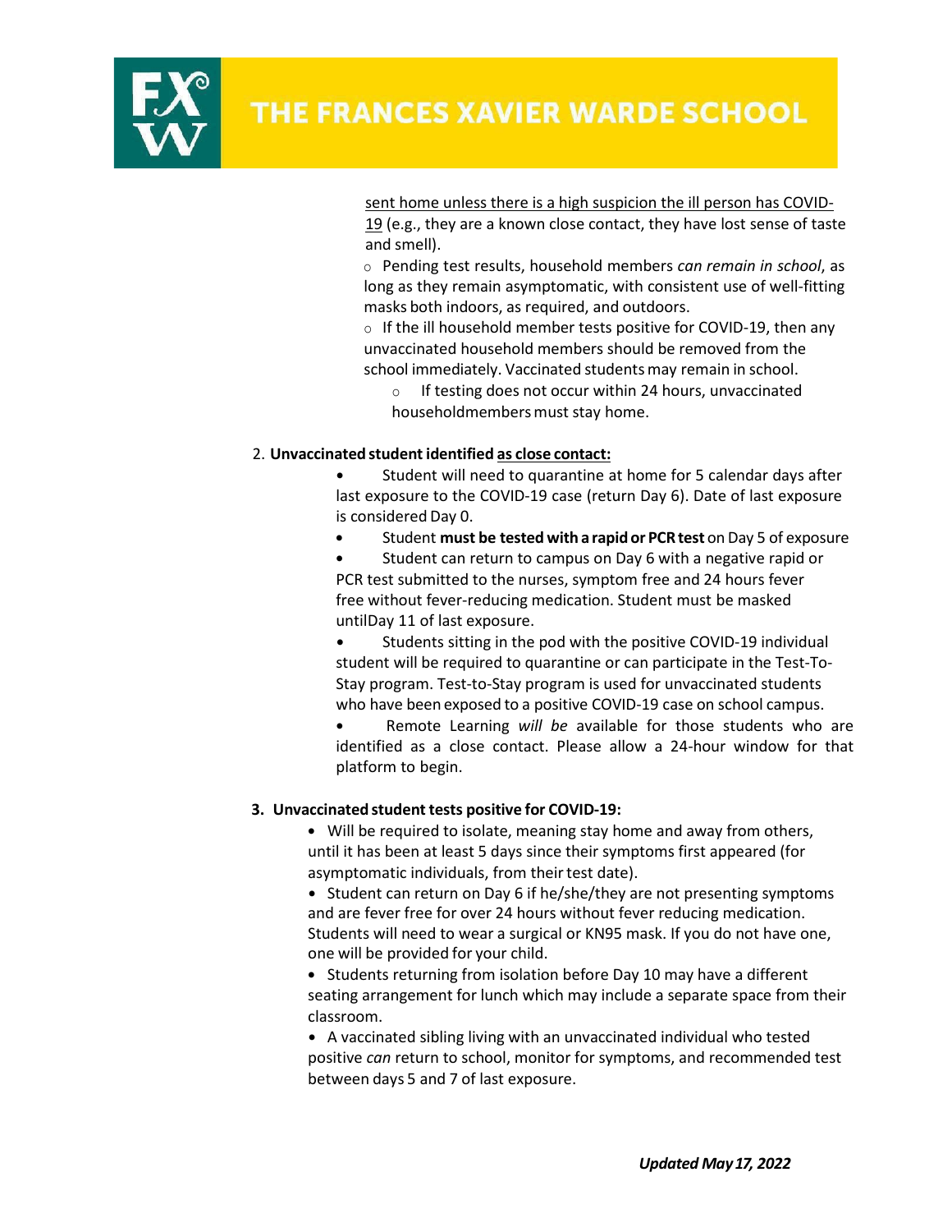sent home unless there is a high suspicion the ill person has COVID-19 (e.g., they are a known close contact, they have lost sense of taste and smell).

- Pending test results, household members *can remain in school*, as long as they remain asymptomatic, with consistent use of well-fitting masks both indoors, as required, and outdoors.
- If the ill household member tests positive for COVID-19, then any unvaccinated household members should be removed from the school immediately. Vaccinated students may remain in school.
  - If testing does not occur within 24 hours, unvaccinated householdmembers must stay home.

2. **Unvaccinated student identified as close contact:**
   - Student will need to quarantine at home for 5 calendar days after last exposure to the COVID-19 case (return Day 6). Date of last exposure is considered Day 0.
   - Student **must be tested with a rapid or PCR test** on Day 5 of exposure
   - Student can return to campus on Day 6 with a negative rapid or PCR test submitted to the nurses, symptom free and 24 hours fever free without fever-reducing medication. Student must be masked untilDay 11 of last exposure.
   - Students sitting in the pod with the positive COVID-19 individual student will be required to quarantine or can participate in the Test-To-Stay program. Test-to-Stay program is used for unvaccinated students who have been exposed to a positive COVID-19 case on school campus.
   - Remote Learning *will be* available for those students who are identified as a close contact. Please allow a 24-hour window for that platform to begin.

3. **Unvaccinated student tests positive for COVID-19:**
   - Will be required to isolate, meaning stay home and away from others, until it has been at least 5 days since their symptoms first appeared (for asymptomatic individuals, from their test date).
   - Student can return on Day 6 if he/she/they are not presenting symptoms and are fever free for over 24 hours without fever reducing medication. Students will need to wear a surgical or KN95 mask. If you do not have one, one will be provided for your child.
   - Students returning from isolation before Day 10 may have a different seating arrangement for lunch which may include a separate space from their classroom.
   - A vaccinated sibling living with an unvaccinated individual who tested positive *can* return to school, monitor for symptoms, and recommended test between days 5 and 7 of last exposure.

***Updated May 17, 2022***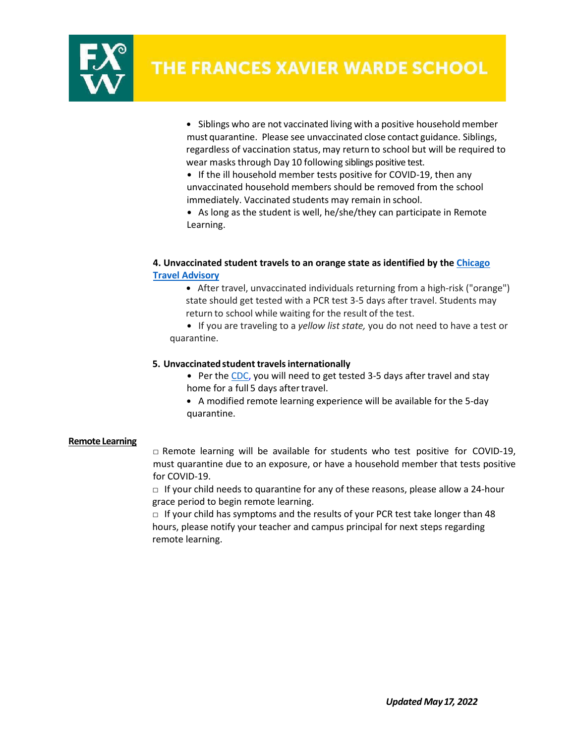- Siblings who are not vaccinated living with a positive household member must quarantine. Please see unvaccinated close contact guidance. Siblings, regardless of vaccination status, may return to school but will be required to wear masks through Day 10 following siblings positive test.
- If the ill household member tests positive for COVID-19, then any unvaccinated household members should be removed from the school immediately. Vaccinated students may remain in school.
- As long as the student is well, he/she/they can participate in Remote Learning.

**4. Unvaccinated student travels to an orange state as identified by the [Chicago Travel Advisory](#)**

- After travel, unvaccinated individuals returning from a high-risk ("orange") state should get tested with a PCR test 3-5 days after travel. Students may return to school while waiting for the result of the test.
- If you are traveling to a *yellow list state,* you do not need to have a test or quarantine.

**5. Unvaccinated student travels internationally**

- Per the [CDC](#), you will need to get tested 3-5 days after travel and stay home for a full 5 days after travel.
- A modified remote learning experience will be available for the 5-day quarantine.

**Remote Learning**

□ Remote learning will be available for students who test positive for COVID-19, must quarantine due to an exposure, or have a household member that tests positive for COVID-19.

□ If your child needs to quarantine for any of these reasons, please allow a 24-hour grace period to begin remote learning.

□ If your child has symptoms and the results of your PCR test take longer than 48 hours, please notify your teacher and campus principal for next steps regarding remote learning.

***Updated May 17, 2022***